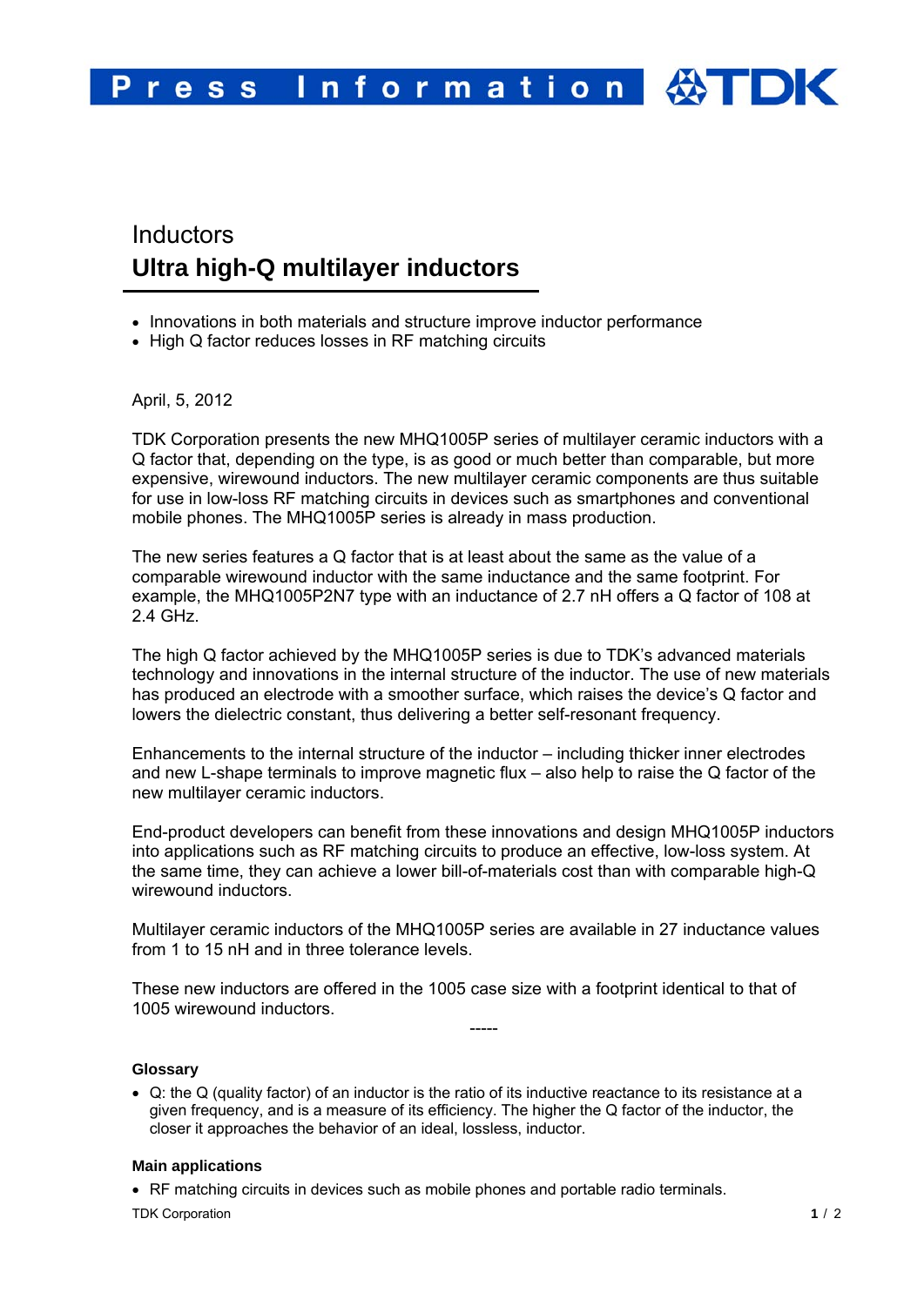# Inductors

## Ultra high-Q multilayer inductors

- Innovations in both materials and structure improve inductor performance
- High Q factor reduces losses in RF matching circuits

April, 5, 2012

TDK Corporation presents the new MHQ1005P series of multilayer ceramic inductors with a Q factor that, depending on the type, is as good or much better than comparable, but more expensive, wirewound inductors. The new multilayer ceramic components are thus suitable for use in low-loss RF matching circuits in devices such as smartphones and conventional mobile phones. The MHQ1005P series is already in mass production.

The new series features a Q factor that is at least about the same as the value of a comparable wirewound inductor with the same inductance and the same footprint. For example, the MHQ1005P2N7 type with an inductance of 2.7 nH offers a Q factor of 108 at 2.4 GHz.

The high Q factor achieved by the MHQ1005P series is due to TDK's advanced materials technology and innovations in the internal structure of the inductor. The use of new materials has produced an electrode with a smoother surface, which raises the device's Q factor and lowers the dielectric constant, thus delivering a better self-resonant frequency.

Enhancements to the internal structure of the inductor – including thicker inner electrodes and new L-shape terminals to improve magnetic flux – also help to raise the Q factor of the new multilayer ceramic inductors.

End-product developers can benefit from these innovations and design MHQ1005P inductors into applications such as RF matching circuits to produce an effective, low-loss system. At the same time, they can achieve a lower bill-of-materials cost than with comparable high-Q wirewound inductors.

Multilayer ceramic inductors of the MHQ1005P series are available in 27 inductance values from 1 to 15 nH and in three tolerance levels.

These new inductors are offered in the 1005 case size with a footprint identical to that of 1005 wirewound inductors.

-----

### Glossary

- Q: the Q (quality factor) of an inductor is the ratio of its inductive reactance to its resistance at a given frequency, and is a measure of its efficiency. The higher the Q factor of the inductor, the closer it approaches the behavior of an ideal, lossless, inductor.

### Main applications

- RF matching circuits in devices such as mobile phones and portable radio terminals.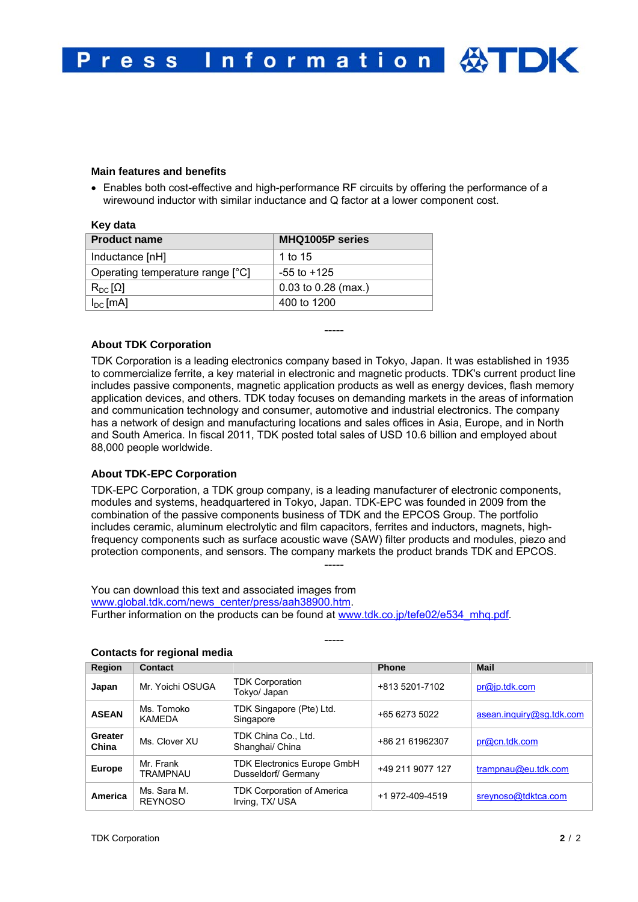**Main features and benefits**

- Enables both cost-effective and high-performance RF circuits by offering the performance of a wirewound inductor with similar inductance and Q factor at a lower component cost.

**Key data**

| Product name | MHQ1005P series |
|---|---|
| Inductance [nH] | 1 to 15 |
| Operating temperature range [°C] | -55 to +125 |
| $R_{DC}$ [Ω] | 0.03 to 0.28 (max.) |
| $I_{DC}$ [mA] | 400 to 1200 |

-----

**About TDK Corporation**

TDK Corporation is a leading electronics company based in Tokyo, Japan. It was established in 1935 to commercialize ferrite, a key material in electronic and magnetic products. TDK's current product line includes passive components, magnetic application products as well as energy devices, flash memory application devices, and others. TDK today focuses on demanding markets in the areas of information and communication technology and consumer, automotive and industrial electronics. The company has a network of design and manufacturing locations and sales offices in Asia, Europe, and in North and South America. In fiscal 2011, TDK posted total sales of USD 10.6 billion and employed about 88,000 people worldwide.

**About TDK-EPC Corporation**

TDK-EPC Corporation, a TDK group company, is a leading manufacturer of electronic components, modules and systems, headquartered in Tokyo, Japan. TDK-EPC was founded in 2009 from the combination of the passive components business of TDK and the EPCOS Group. The portfolio includes ceramic, aluminum electrolytic and film capacitors, ferrites and inductors, magnets, high-frequency components such as surface acoustic wave (SAW) filter products and modules, piezo and protection components, and sensors. The company markets the product brands TDK and EPCOS.

-----

You can download this text and associated images from www.global.tdk.com/news_center/press/aah38900.htm.
Further information on the products can be found at www.tdk.co.jp/tefe02/e534_mhq.pdf.

-----

**Contacts for regional media**

| Region | Contact | | Phone | Mail |
|---|---|---|---|---|
| **Japan** | Mr. Yoichi OSUGA | TDK Corporation Tokyo/ Japan | +813 5201-7102 | pr@jp.tdk.com |
| **ASEAN** | Ms. Tomoko KAMEDA | TDK Singapore (Pte) Ltd. Singapore | +65 6273 5022 | asean.inquiry@sg.tdk.com |
| **Greater China** | Ms. Clover XU | TDK China Co., Ltd. Shanghai/ China | +86 21 61962307 | pr@cn.tdk.com |
| **Europe** | Mr. Frank TRAMPNAU | TDK Electronics Europe GmbH Dusseldorf/ Germany | +49 211 9077 127 | trampnau@eu.tdk.com |
| **America** | Ms. Sara M. REYNOSO | TDK Corporation of America Irving, TX/ USA | +1 972-409-4519 | sreynoso@tdktca.com |